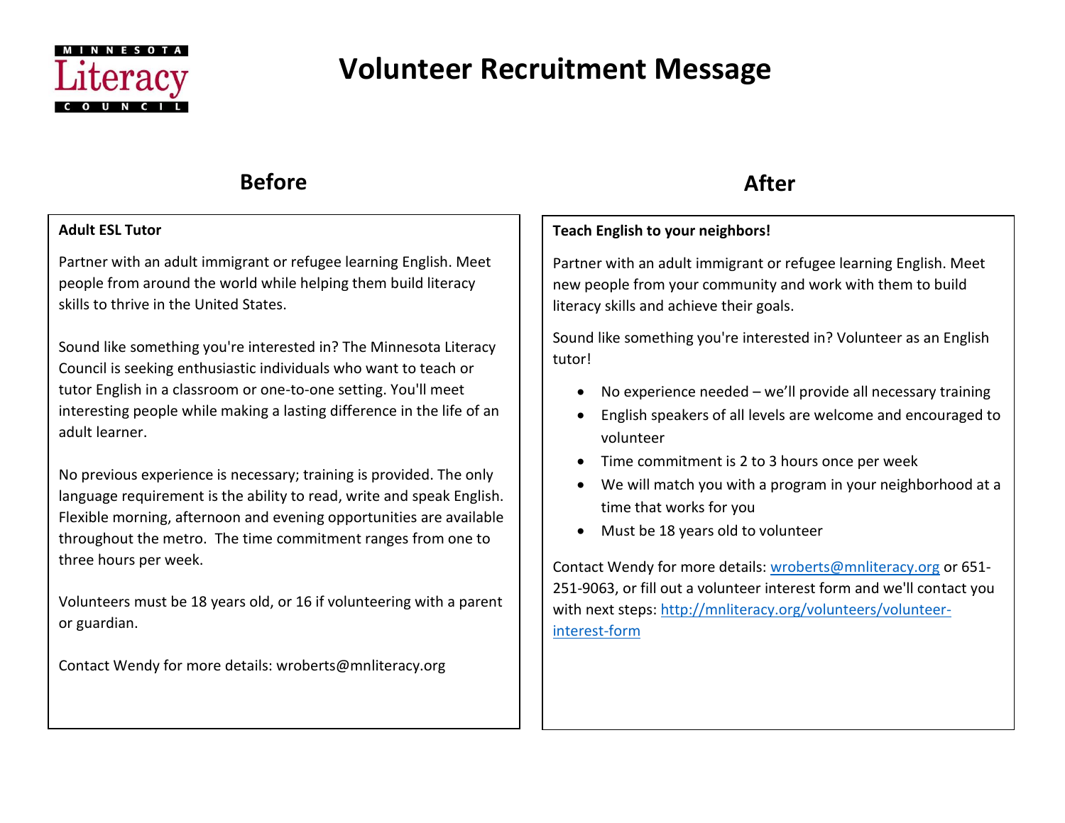Minnesota Literacy Council

# Volunteer Recruitment Message

## Before

**Adult ESL Tutor**

Partner with an adult immigrant or refugee learning English. Meet people from around the world while helping them build literacy skills to thrive in the United States.

Sound like something you're interested in? The Minnesota Literacy Council is seeking enthusiastic individuals who want to teach or tutor English in a classroom or one-to-one setting. You'll meet interesting people while making a lasting difference in the life of an adult learner.

No previous experience is necessary; training is provided. The only language requirement is the ability to read, write and speak English. Flexible morning, afternoon and evening opportunities are available throughout the metro. The time commitment ranges from one to three hours per week.

Volunteers must be 18 years old, or 16 if volunteering with a parent or guardian.

Contact Wendy for more details: wroberts@mnliteracy.org

## After

**Teach English to your neighbors!**

Partner with an adult immigrant or refugee learning English. Meet new people from your community and work with them to build literacy skills and achieve their goals.

Sound like something you're interested in? Volunteer as an English tutor!

- No experience needed – we'll provide all necessary training
- English speakers of all levels are welcome and encouraged to volunteer
- Time commitment is 2 to 3 hours once per week
- We will match you with a program in your neighborhood at a time that works for you
- Must be 18 years old to volunteer

Contact Wendy for more details: [wroberts@mnliteracy.org](mailto:wroberts@mnliteracy.org) or 651-251-9063, or fill out a volunteer interest form and we'll contact you with next steps: [http://mnliteracy.org/volunteers/volunteer-interest-form](http://mnliteracy.org/volunteers/volunteer-interest-form)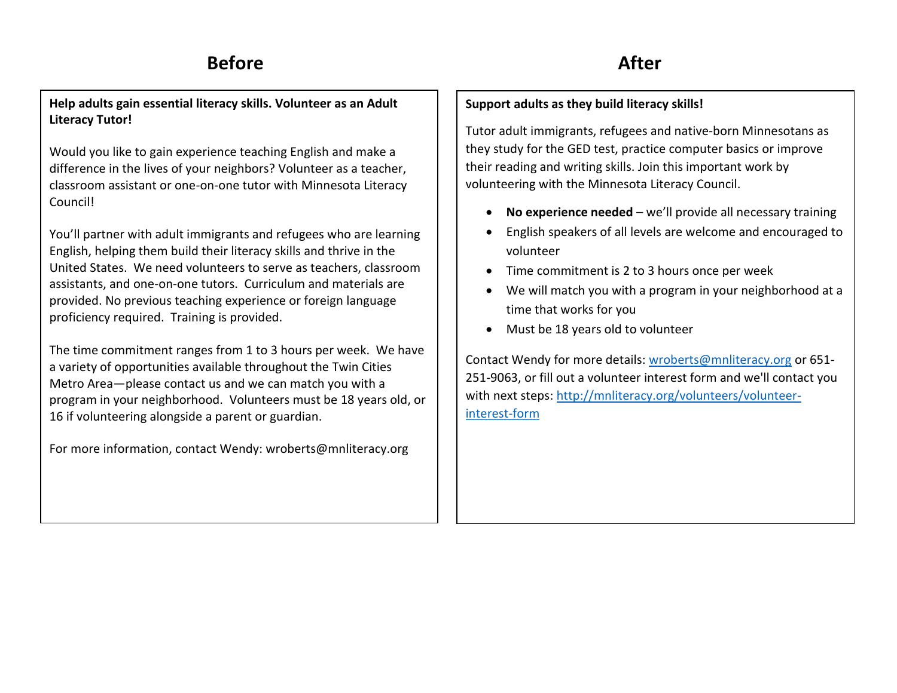## Before

**Help adults gain essential literacy skills. Volunteer as an Adult Literacy Tutor!**

Would you like to gain experience teaching English and make a difference in the lives of your neighbors? Volunteer as a teacher, classroom assistant or one-on-one tutor with Minnesota Literacy Council!

You'll partner with adult immigrants and refugees who are learning English, helping them build their literacy skills and thrive in the United States. We need volunteers to serve as teachers, classroom assistants, and one-on-one tutors. Curriculum and materials are provided. No previous teaching experience or foreign language proficiency required. Training is provided.

The time commitment ranges from 1 to 3 hours per week. We have a variety of opportunities available throughout the Twin Cities Metro Area—please contact us and we can match you with a program in your neighborhood. Volunteers must be 18 years old, or 16 if volunteering alongside a parent or guardian.

For more information, contact Wendy: wroberts@mnliteracy.org

## After

**Support adults as they build literacy skills!**

Tutor adult immigrants, refugees and native-born Minnesotans as they study for the GED test, practice computer basics or improve their reading and writing skills. Join this important work by volunteering with the Minnesota Literacy Council.

- **No experience needed** – we'll provide all necessary training
- English speakers of all levels are welcome and encouraged to volunteer
- Time commitment is 2 to 3 hours once per week
- We will match you with a program in your neighborhood at a time that works for you
- Must be 18 years old to volunteer

Contact Wendy for more details: wroberts@mnliteracy.org or 651-251-9063, or fill out a volunteer interest form and we'll contact you with next steps: http://mnliteracy.org/volunteers/volunteer-interest-form